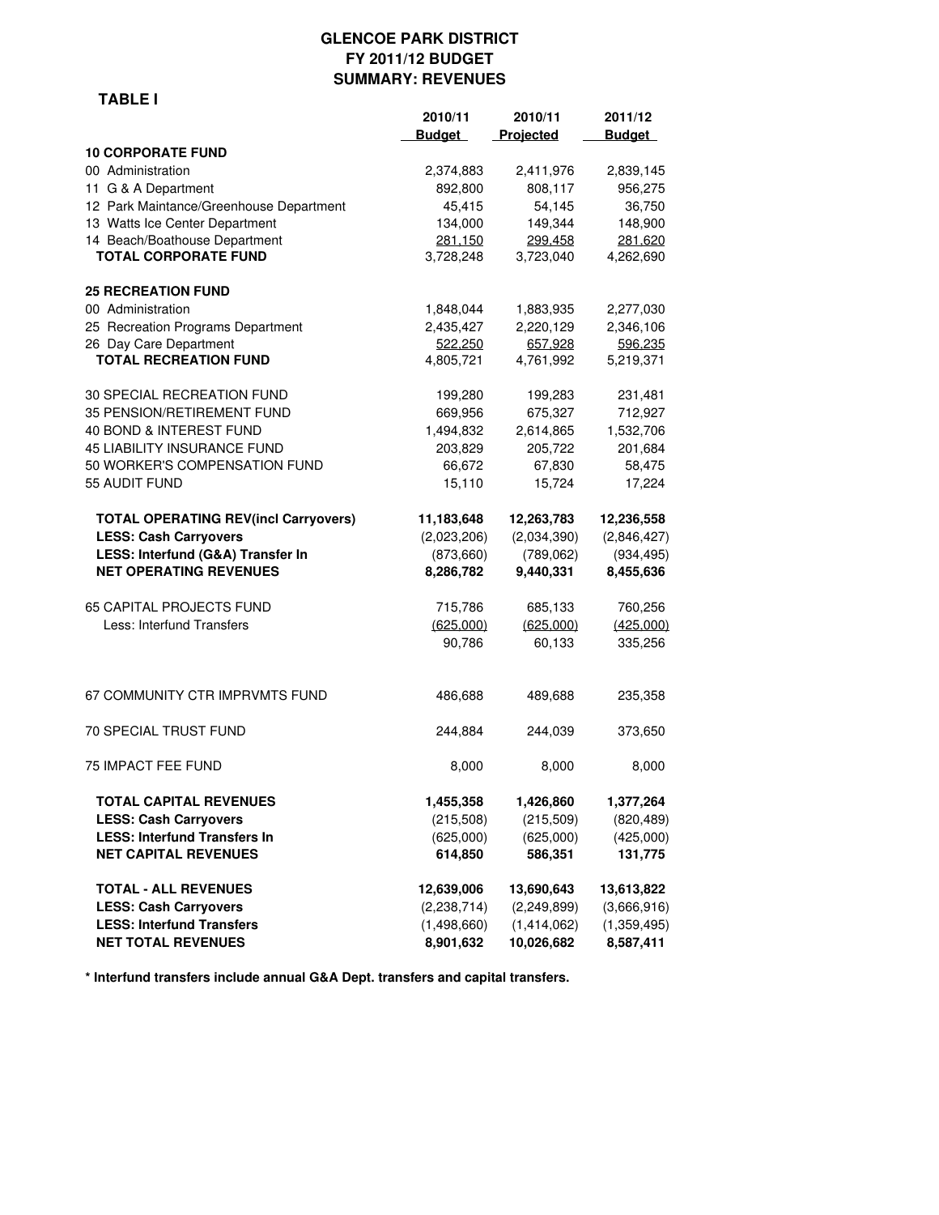# GLENCOE PARK DISTRICT
## FY 2011/12 BUDGET
## SUMMARY: REVENUES

**TABLE I**

| | 2010/11 Budget | 2010/11 Projected | 2011/12 Budget |
|---|---|---|---|
| **10 CORPORATE FUND** | | | |
| 00 Administration | 2,374,883 | 2,411,976 | 2,839,145 |
| 11 G & A Department | 892,800 | 808,117 | 956,275 |
| 12 Park Maintance/Greenhouse Department | 45,415 | 54,145 | 36,750 |
| 13 Watts Ice Center Department | 134,000 | 149,344 | 148,900 |
| 14 Beach/Boathouse Department | 281,150 | 299,458 | 281,620 |
| **TOTAL CORPORATE FUND** | 3,728,248 | 3,723,040 | 4,262,690 |
| **25 RECREATION FUND** | | | |
| 00 Administration | 1,848,044 | 1,883,935 | 2,277,030 |
| 25 Recreation Programs Department | 2,435,427 | 2,220,129 | 2,346,106 |
| 26 Day Care Department | 522,250 | 657,928 | 596,235 |
| **TOTAL RECREATION FUND** | 4,805,721 | 4,761,992 | 5,219,371 |
| 30 SPECIAL RECREATION FUND | 199,280 | 199,283 | 231,481 |
| 35 PENSION/RETIREMENT FUND | 669,956 | 675,327 | 712,927 |
| 40 BOND & INTEREST FUND | 1,494,832 | 2,614,865 | 1,532,706 |
| 45 LIABILITY INSURANCE FUND | 203,829 | 205,722 | 201,684 |
| 50 WORKER'S COMPENSATION FUND | 66,672 | 67,830 | 58,475 |
| 55 AUDIT FUND | 15,110 | 15,724 | 17,224 |
| **TOTAL OPERATING REV(incl Carryovers)** | **11,183,648** | **12,263,783** | **12,236,558** |
| **LESS: Cash Carryovers** | (2,023,206) | (2,034,390) | (2,846,427) |
| **LESS: Interfund (G&A) Transfer In** | (873,660) | (789,062) | (934,495) |
| **NET OPERATING REVENUES** | **8,286,782** | **9,440,331** | **8,455,636** |
| 65 CAPITAL PROJECTS FUND | 715,786 | 685,133 | 760,256 |
| Less: Interfund Transfers | (625,000) | (625,000) | (425,000) |
| | 90,786 | 60,133 | 335,256 |
| 67 COMMUNITY CTR IMPRVMTS FUND | 486,688 | 489,688 | 235,358 |
| 70 SPECIAL TRUST FUND | 244,884 | 244,039 | 373,650 |
| 75 IMPACT FEE FUND | 8,000 | 8,000 | 8,000 |
| **TOTAL CAPITAL REVENUES** | **1,455,358** | **1,426,860** | **1,377,264** |
| **LESS: Cash Carryovers** | (215,508) | (215,509) | (820,489) |
| **LESS: Interfund Transfers In** | (625,000) | (625,000) | (425,000) |
| **NET CAPITAL REVENUES** | **614,850** | **586,351** | **131,775** |
| **TOTAL - ALL REVENUES** | **12,639,006** | **13,690,643** | **13,613,822** |
| **LESS: Cash Carryovers** | (2,238,714) | (2,249,899) | (3,666,916) |
| **LESS: Interfund Transfers** | (1,498,660) | (1,414,062) | (1,359,495) |
| **NET TOTAL REVENUES** | **8,901,632** | **10,026,682** | **8,587,411** |

**\* Interfund transfers include annual G&A Dept. transfers and capital transfers.**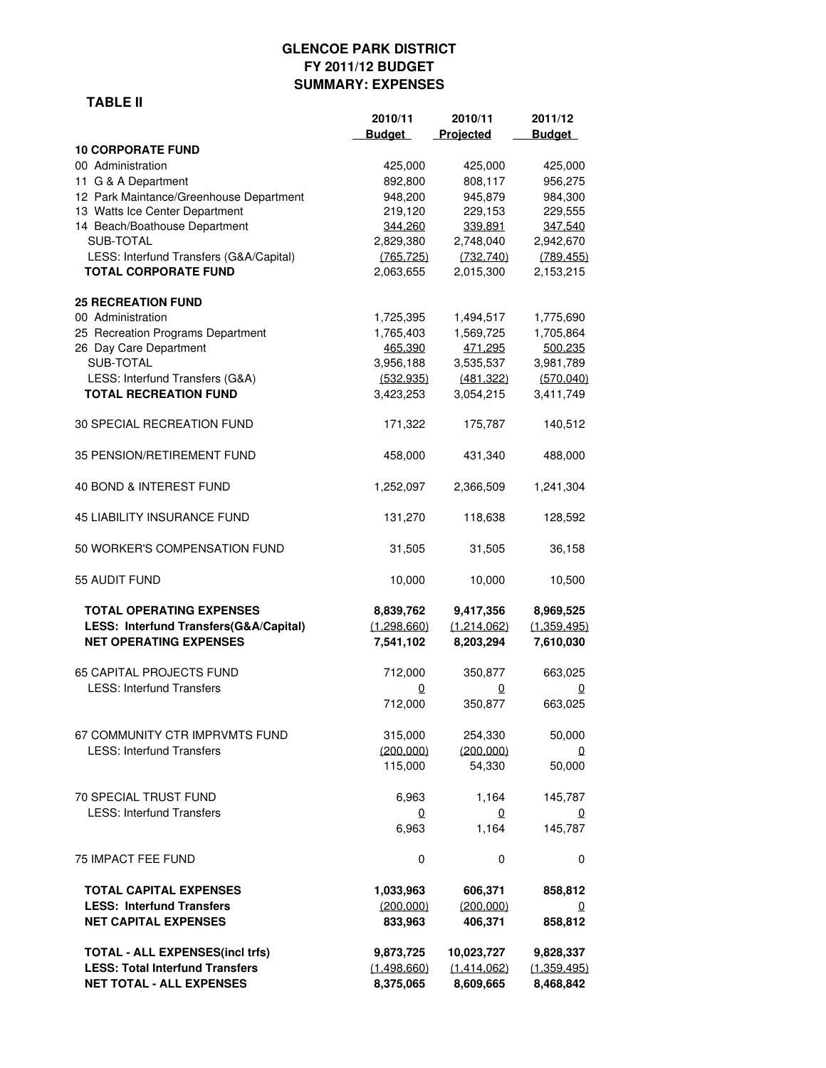# GLENCOE PARK DISTRICT
## FY 2011/12 BUDGET
## SUMMARY: EXPENSES

**TABLE II**

| | 2010/11 Budget | 2010/11 Projected | 2011/12 Budget |
|---|---|---|---|
| **10 CORPORATE FUND** | | | |
| 00 Administration | 425,000 | 425,000 | 425,000 |
| 11 G & A Department | 892,800 | 808,117 | 956,275 |
| 12 Park Maintance/Greenhouse Department | 948,200 | 945,879 | 984,300 |
| 13 Watts Ice Center Department | 219,120 | 229,153 | 229,555 |
| 14 Beach/Boathouse Department | 344,260 | 339,891 | 347,540 |
| SUB-TOTAL | 2,829,380 | 2,748,040 | 2,942,670 |
| LESS: Interfund Transfers (G&A/Capital) | (765,725) | (732,740) | (789,455) |
| **TOTAL CORPORATE FUND** | 2,063,655 | 2,015,300 | 2,153,215 |
| | | | |
| **25 RECREATION FUND** | | | |
| 00 Administration | 1,725,395 | 1,494,517 | 1,775,690 |
| 25 Recreation Programs Department | 1,765,403 | 1,569,725 | 1,705,864 |
| 26 Day Care Department | 465,390 | 471,295 | 500,235 |
| SUB-TOTAL | 3,956,188 | 3,535,537 | 3,981,789 |
| LESS: Interfund Transfers (G&A) | (532,935) | (481,322) | (570,040) |
| **TOTAL RECREATION FUND** | 3,423,253 | 3,054,215 | 3,411,749 |
| | | | |
| 30 SPECIAL RECREATION FUND | 171,322 | 175,787 | 140,512 |
| | | | |
| 35 PENSION/RETIREMENT FUND | 458,000 | 431,340 | 488,000 |
| | | | |
| 40 BOND & INTEREST FUND | 1,252,097 | 2,366,509 | 1,241,304 |
| | | | |
| 45 LIABILITY INSURANCE FUND | 131,270 | 118,638 | 128,592 |
| | | | |
| 50 WORKER'S COMPENSATION FUND | 31,505 | 31,505 | 36,158 |
| | | | |
| 55 AUDIT FUND | 10,000 | 10,000 | 10,500 |
| | | | |
| **TOTAL OPERATING EXPENSES** | **8,839,762** | **9,417,356** | **8,969,525** |
| **LESS: Interfund Transfers(G&A/Capital)** | **(1,298,660)** | **(1,214,062)** | **(1,359,495)** |
| **NET OPERATING EXPENSES** | **7,541,102** | **8,203,294** | **7,610,030** |
| | | | |
| 65 CAPITAL PROJECTS FUND | 712,000 | 350,877 | 663,025 |
| LESS: Interfund Transfers | 0 | 0 | 0 |
| | 712,000 | 350,877 | 663,025 |
| | | | |
| 67 COMMUNITY CTR IMPRVMTS FUND | 315,000 | 254,330 | 50,000 |
| LESS: Interfund Transfers | (200,000) | (200,000) | 0 |
| | 115,000 | 54,330 | 50,000 |
| | | | |
| 70 SPECIAL TRUST FUND | 6,963 | 1,164 | 145,787 |
| LESS: Interfund Transfers | 0 | 0 | 0 |
| | 6,963 | 1,164 | 145,787 |
| | | | |
| 75 IMPACT FEE FUND | 0 | 0 | 0 |
| | | | |
| **TOTAL CAPITAL EXPENSES** | **1,033,963** | **606,371** | **858,812** |
| **LESS: Interfund Transfers** | **(200,000)** | **(200,000)** | **0** |
| **NET CAPITAL EXPENSES** | **833,963** | **406,371** | **858,812** |
| | | | |
| **TOTAL - ALL EXPENSES(incl trfs)** | **9,873,725** | **10,023,727** | **9,828,337** |
| **LESS: Total Interfund Transfers** | **(1,498,660)** | **(1,414,062)** | **(1,359,495)** |
| **NET TOTAL - ALL EXPENSES** | **8,375,065** | **8,609,665** | **8,468,842** |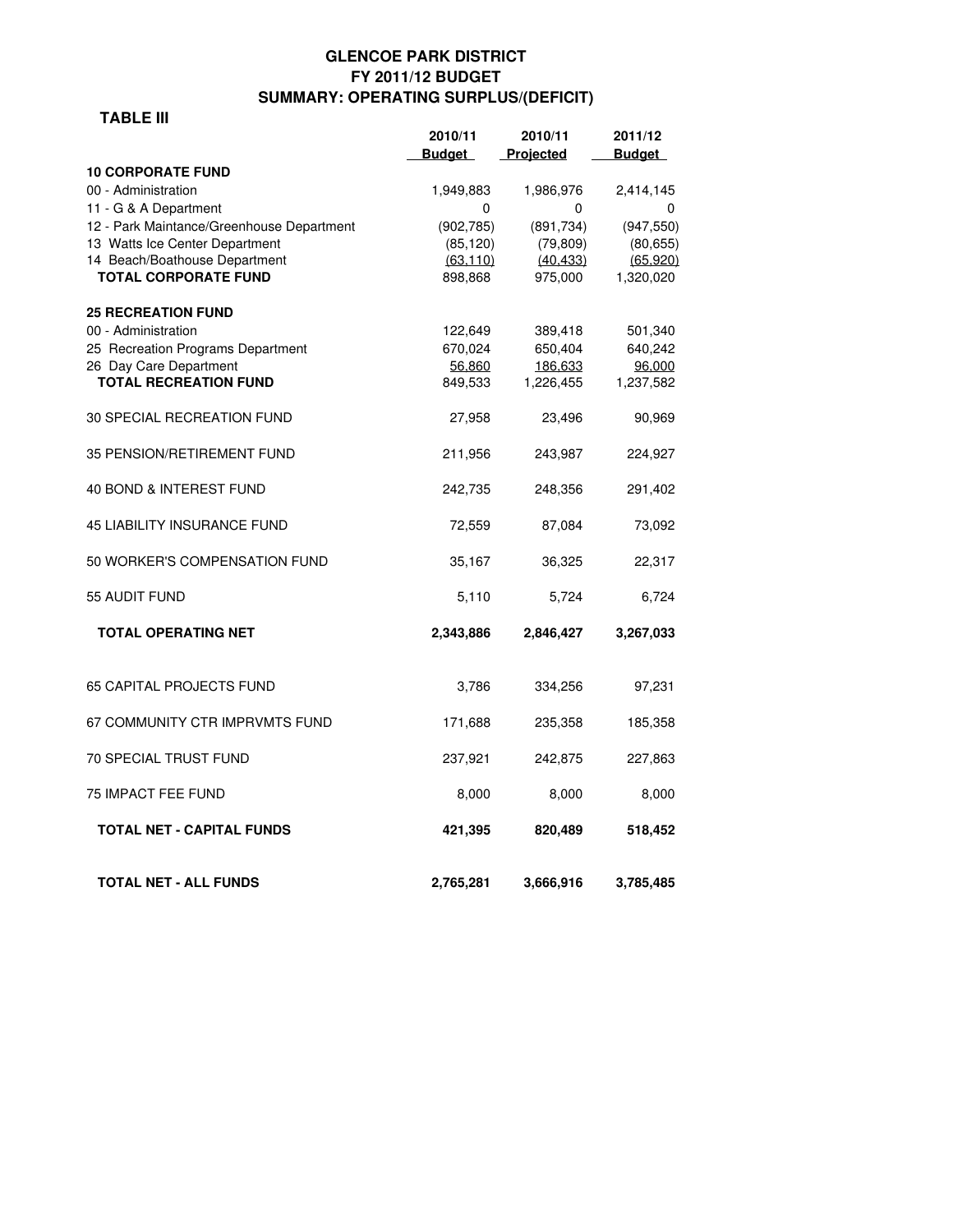# GLENCOE PARK DISTRICT
## FY 2011/12 BUDGET
## SUMMARY: OPERATING SURPLUS/(DEFICIT)

**TABLE III**

| | 2010/11 Budget | 2010/11 Projected | 2011/12 Budget |
|---|---|---|---|
| **10 CORPORATE FUND** | | | |
| 00 - Administration | 1,949,883 | 1,986,976 | 2,414,145 |
| 11 - G & A Department | 0 | 0 | 0 |
| 12 - Park Maintance/Greenhouse Department | (902,785) | (891,734) | (947,550) |
| 13 Watts Ice Center Department | (85,120) | (79,809) | (80,655) |
| 14 Beach/Boathouse Department | (63,110) | (40,433) | (65,920) |
| **TOTAL CORPORATE FUND** | 898,868 | 975,000 | 1,320,020 |
| **25 RECREATION FUND** | | | |
| 00 - Administration | 122,649 | 389,418 | 501,340 |
| 25 Recreation Programs Department | 670,024 | 650,404 | 640,242 |
| 26 Day Care Department | 56,860 | 186,633 | 96,000 |
| **TOTAL RECREATION FUND** | 849,533 | 1,226,455 | 1,237,582 |
| 30 SPECIAL RECREATION FUND | 27,958 | 23,496 | 90,969 |
| 35 PENSION/RETIREMENT FUND | 211,956 | 243,987 | 224,927 |
| 40 BOND & INTEREST FUND | 242,735 | 248,356 | 291,402 |
| 45 LIABILITY INSURANCE FUND | 72,559 | 87,084 | 73,092 |
| 50 WORKER'S COMPENSATION FUND | 35,167 | 36,325 | 22,317 |
| 55 AUDIT FUND | 5,110 | 5,724 | 6,724 |
| **TOTAL OPERATING NET** | **2,343,886** | **2,846,427** | **3,267,033** |
| 65 CAPITAL PROJECTS FUND | 3,786 | 334,256 | 97,231 |
| 67 COMMUNITY CTR IMPRVMTS FUND | 171,688 | 235,358 | 185,358 |
| 70 SPECIAL TRUST FUND | 237,921 | 242,875 | 227,863 |
| 75 IMPACT FEE FUND | 8,000 | 8,000 | 8,000 |
| **TOTAL NET - CAPITAL FUNDS** | **421,395** | **820,489** | **518,452** |
| **TOTAL NET - ALL FUNDS** | **2,765,281** | **3,666,916** | **3,785,485** |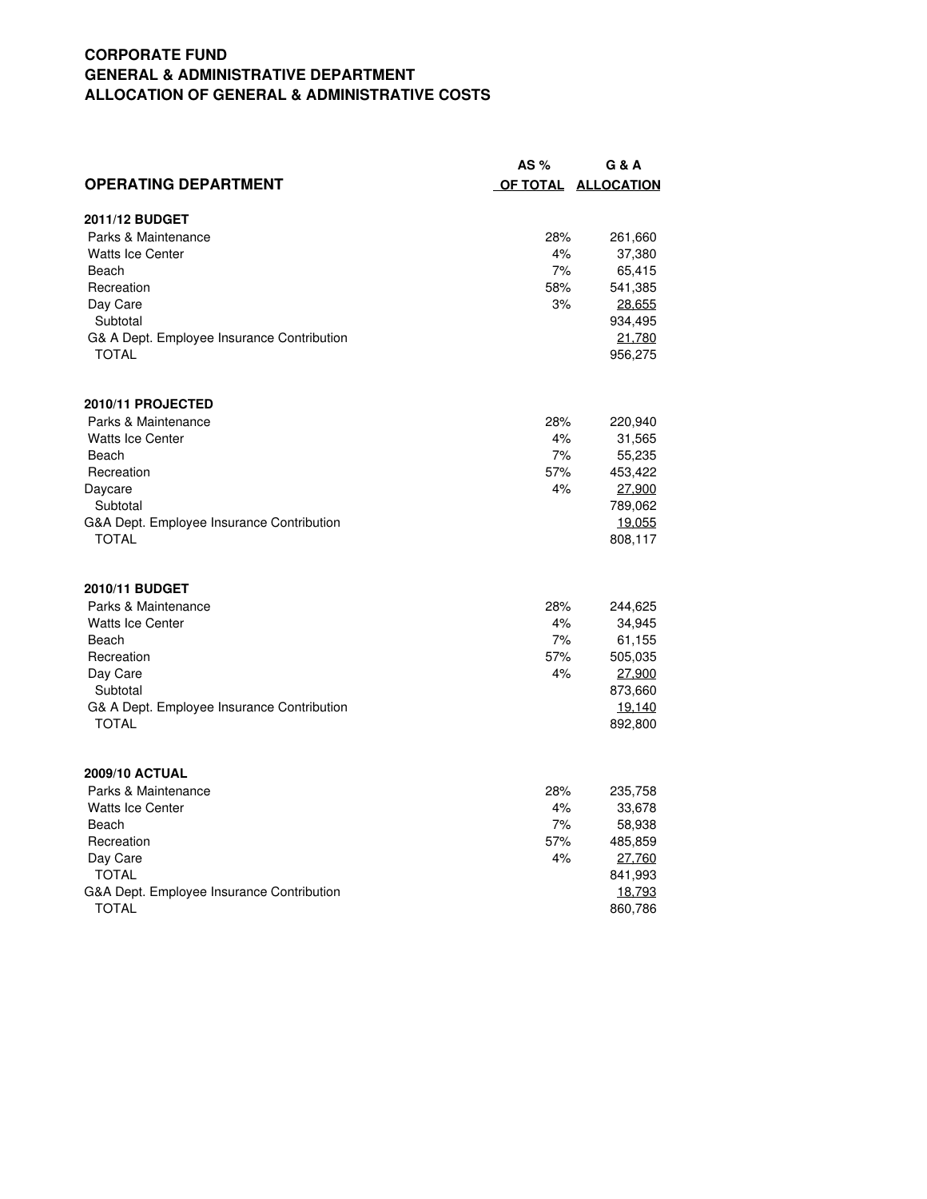**CORPORATE FUND**
**GENERAL & ADMINISTRATIVE DEPARTMENT**
**ALLOCATION OF GENERAL & ADMINISTRATIVE COSTS**

| OPERATING DEPARTMENT | AS % OF TOTAL | G & A ALLOCATION |
|---|---|---|
| **2011/12 BUDGET** | | |
| Parks & Maintenance | 28% | 261,660 |
| Watts Ice Center | 4% | 37,380 |
| Beach | 7% | 65,415 |
| Recreation | 58% | 541,385 |
| Day Care | 3% | 28,655 |
| Subtotal | | 934,495 |
| G& A Dept. Employee Insurance Contribution | | 21,780 |
| TOTAL | | 956,275 |
| **2010/11 PROJECTED** | | |
| Parks & Maintenance | 28% | 220,940 |
| Watts Ice Center | 4% | 31,565 |
| Beach | 7% | 55,235 |
| Recreation | 57% | 453,422 |
| Daycare | 4% | 27,900 |
| Subtotal | | 789,062 |
| G&A Dept. Employee Insurance Contribution | | 19,055 |
| TOTAL | | 808,117 |
| **2010/11 BUDGET** | | |
| Parks & Maintenance | 28% | 244,625 |
| Watts Ice Center | 4% | 34,945 |
| Beach | 7% | 61,155 |
| Recreation | 57% | 505,035 |
| Day Care | 4% | 27,900 |
| Subtotal | | 873,660 |
| G& A Dept. Employee Insurance Contribution | | 19,140 |
| TOTAL | | 892,800 |
| **2009/10 ACTUAL** | | |
| Parks & Maintenance | 28% | 235,758 |
| Watts Ice Center | 4% | 33,678 |
| Beach | 7% | 58,938 |
| Recreation | 57% | 485,859 |
| Day Care | 4% | 27,760 |
| TOTAL | | 841,993 |
| G&A Dept. Employee Insurance Contribution | | 18,793 |
| TOTAL | | 860,786 |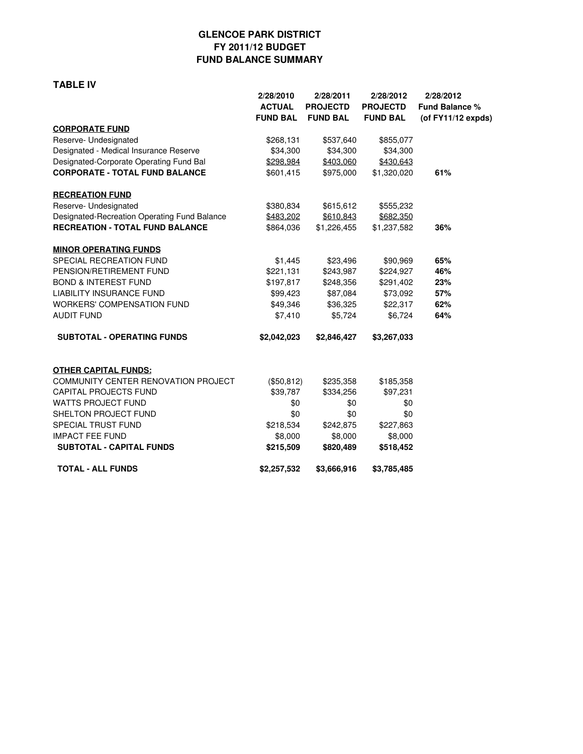# GLENCOE PARK DISTRICT
## FY 2011/12 BUDGET
## FUND BALANCE SUMMARY

**TABLE IV**

| | 2/28/2010 ACTUAL FUND BAL | 2/28/2011 PROJECTD FUND BAL | 2/28/2012 PROJECTD FUND BAL | 2/28/2012 Fund Balance % (of FY11/12 expds) |
|---|---|---|---|---|
| **CORPORATE FUND** | | | | |
| Reserve- Undesignated | $268,131 | $537,640 | $855,077 | |
| Designated - Medical Insurance Reserve | $34,300 | $34,300 | $34,300 | |
| Designated-Corporate Operating Fund Bal | $298,984 | $403,060 | $430,643 | |
| **CORPORATE - TOTAL FUND BALANCE** | $601,415 | $975,000 | $1,320,020 | **61%** |
| **RECREATION FUND** | | | | |
| Reserve- Undesignated | $380,834 | $615,612 | $555,232 | |
| Designated-Recreation Operating Fund Balance | $483,202 | $610,843 | $682,350 | |
| **RECREATION - TOTAL FUND BALANCE** | $864,036 | $1,226,455 | $1,237,582 | **36%** |
| **MINOR OPERATING FUNDS** | | | | |
| SPECIAL RECREATION FUND | $1,445 | $23,496 | $90,969 | **65%** |
| PENSION/RETIREMENT FUND | $221,131 | $243,987 | $224,927 | **46%** |
| BOND & INTEREST FUND | $197,817 | $248,356 | $291,402 | **23%** |
| LIABILITY INSURANCE FUND | $99,423 | $87,084 | $73,092 | **57%** |
| WORKERS' COMPENSATION FUND | $49,346 | $36,325 | $22,317 | **62%** |
| AUDIT FUND | $7,410 | $5,724 | $6,724 | **64%** |
| **SUBTOTAL - OPERATING FUNDS** | **$2,042,023** | **$2,846,427** | **$3,267,033** | |
| **OTHER CAPITAL FUNDS:** | | | | |
| COMMUNITY CENTER RENOVATION PROJECT | ($50,812) | $235,358 | $185,358 | |
| CAPITAL PROJECTS FUND | $39,787 | $334,256 | $97,231 | |
| WATTS PROJECT FUND | $0 | $0 | $0 | |
| SHELTON PROJECT FUND | $0 | $0 | $0 | |
| SPECIAL TRUST FUND | $218,534 | $242,875 | $227,863 | |
| IMPACT FEE FUND | $8,000 | $8,000 | $8,000 | |
| **SUBTOTAL - CAPITAL FUNDS** | **$215,509** | **$820,489** | **$518,452** | |
| **TOTAL - ALL FUNDS** | **$2,257,532** | **$3,666,916** | **$3,785,485** | |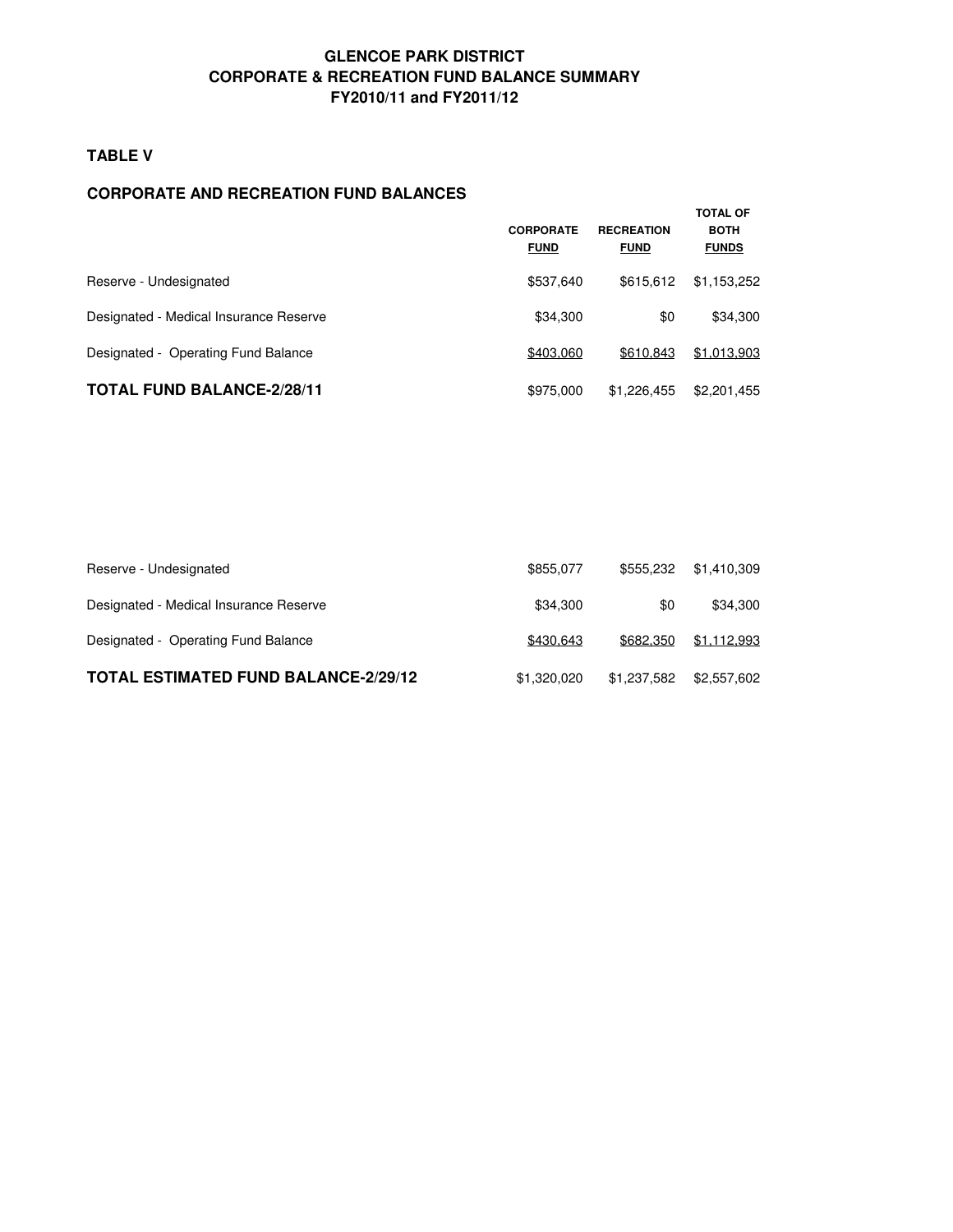# GLENCOE PARK DISTRICT
# CORPORATE & RECREATION FUND BALANCE SUMMARY
# FY2010/11 and FY2011/12

## TABLE V

## CORPORATE AND RECREATION FUND BALANCES

| | CORPORATE FUND | RECREATION FUND | TOTAL OF BOTH FUNDS |
|---|---|---|---|
| Reserve - Undesignated | $537,640 | $615,612 | $1,153,252 |
| Designated - Medical Insurance Reserve | $34,300 | $0 | $34,300 |
| Designated - Operating Fund Balance | $403,060 | $610,843 | $1,013,903 |
| **TOTAL FUND BALANCE-2/28/11** | $975,000 | $1,226,455 | $2,201,455 |
| | | | |
| Reserve - Undesignated | $855,077 | $555,232 | $1,410,309 |
| Designated - Medical Insurance Reserve | $34,300 | $0 | $34,300 |
| Designated - Operating Fund Balance | $430,643 | $682,350 | $1,112,993 |
| **TOTAL ESTIMATED FUND BALANCE-2/29/12** | $1,320,020 | $1,237,582 | $2,557,602 |